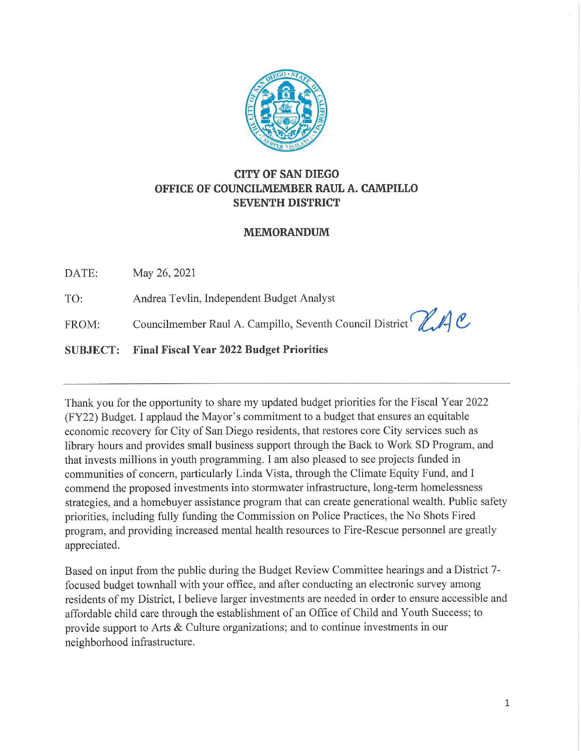# CITY OF SAN DIEGO
## OFFICE OF COUNCILMEMBER RAUL A. CAMPILLO
## SEVENTH DISTRICT

### MEMORANDUM

DATE: May 26, 2021

TO: Andrea Tevlin, Independent Budget Analyst

FROM: Councilmember Raul A. Campillo, Seventh Council District

**SUBJECT: Final Fiscal Year 2022 Budget Priorities**

---

Thank you for the opportunity to share my updated budget priorities for the Fiscal Year 2022 (FY22) Budget. I applaud the Mayor's commitment to a budget that ensures an equitable economic recovery for City of San Diego residents, that restores core City services such as library hours and provides small business support through the Back to Work SD Program, and that invests millions in youth programming. I am also pleased to see projects funded in communities of concern, particularly Linda Vista, through the Climate Equity Fund, and I commend the proposed investments into stormwater infrastructure, long-term homelessness strategies, and a homebuyer assistance program that can create generational wealth. Public safety priorities, including fully funding the Commission on Police Practices, the No Shots Fired program, and providing increased mental health resources to Fire-Rescue personnel are greatly appreciated.

Based on input from the public during the Budget Review Committee hearings and a District 7-focused budget townhall with your office, and after conducting an electronic survey among residents of my District, I believe larger investments are needed in order to ensure accessible and affordable child care through the establishment of an Office of Child and Youth Success; to provide support to Arts & Culture organizations; and to continue investments in our neighborhood infrastructure.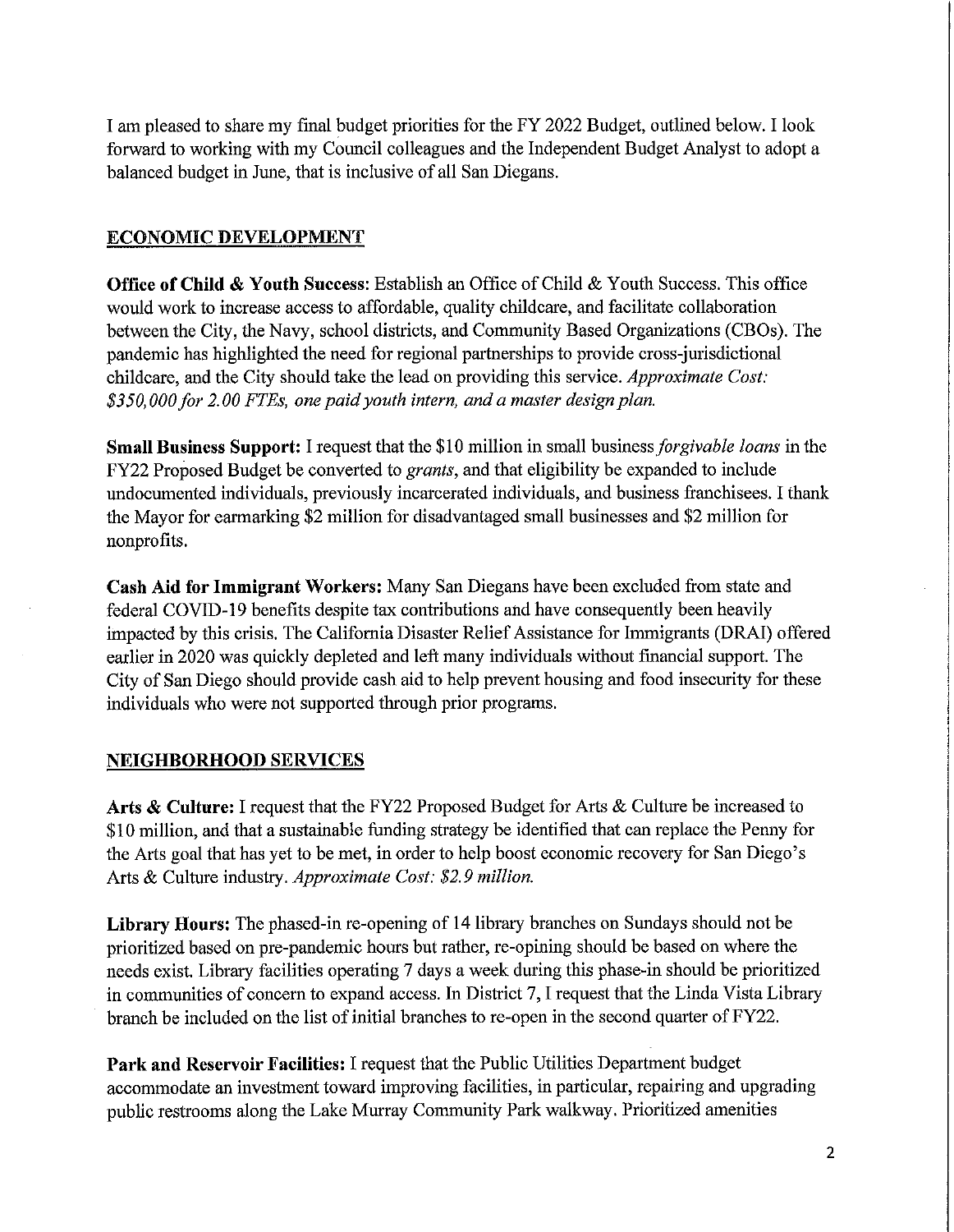I am pleased to share my final budget priorities for the FY 2022 Budget, outlined below. I look forward to working with my Council colleagues and the Independent Budget Analyst to adopt a balanced budget in June, that is inclusive of all San Diegans.

## ECONOMIC DEVELOPMENT

**Office of Child & Youth Success:** Establish an Office of Child & Youth Success. This office would work to increase access to affordable, quality childcare, and facilitate collaboration between the City, the Navy, school districts, and Community Based Organizations (CBOs). The pandemic has highlighted the need for regional partnerships to provide cross-jurisdictional childcare, and the City should take the lead on providing this service. *Approximate Cost: $350,000 for 2.00 FTEs, one paid youth intern, and a master design plan.*

**Small Business Support:** I request that the $10 million in small business *forgivable loans* in the FY22 Proposed Budget be converted to *grants*, and that eligibility be expanded to include undocumented individuals, previously incarcerated individuals, and business franchisees. I thank the Mayor for earmarking $2 million for disadvantaged small businesses and $2 million for nonprofits.

**Cash Aid for Immigrant Workers:** Many San Diegans have been excluded from state and federal COVID-19 benefits despite tax contributions and have consequently been heavily impacted by this crisis. The California Disaster Relief Assistance for Immigrants (DRAI) offered earlier in 2020 was quickly depleted and left many individuals without financial support. The City of San Diego should provide cash aid to help prevent housing and food insecurity for these individuals who were not supported through prior programs.

## NEIGHBORHOOD SERVICES

**Arts & Culture:** I request that the FY22 Proposed Budget for Arts & Culture be increased to $10 million, and that a sustainable funding strategy be identified that can replace the Penny for the Arts goal that has yet to be met, in order to help boost economic recovery for San Diego's Arts & Culture industry. *Approximate Cost: $2.9 million.*

**Library Hours:** The phased-in re-opening of 14 library branches on Sundays should not be prioritized based on pre-pandemic hours but rather, re-opining should be based on where the needs exist. Library facilities operating 7 days a week during this phase-in should be prioritized in communities of concern to expand access. In District 7, I request that the Linda Vista Library branch be included on the list of initial branches to re-open in the second quarter of FY22.

**Park and Reservoir Facilities:** I request that the Public Utilities Department budget accommodate an investment toward improving facilities, in particular, repairing and upgrading public restrooms along the Lake Murray Community Park walkway. Prioritized amenities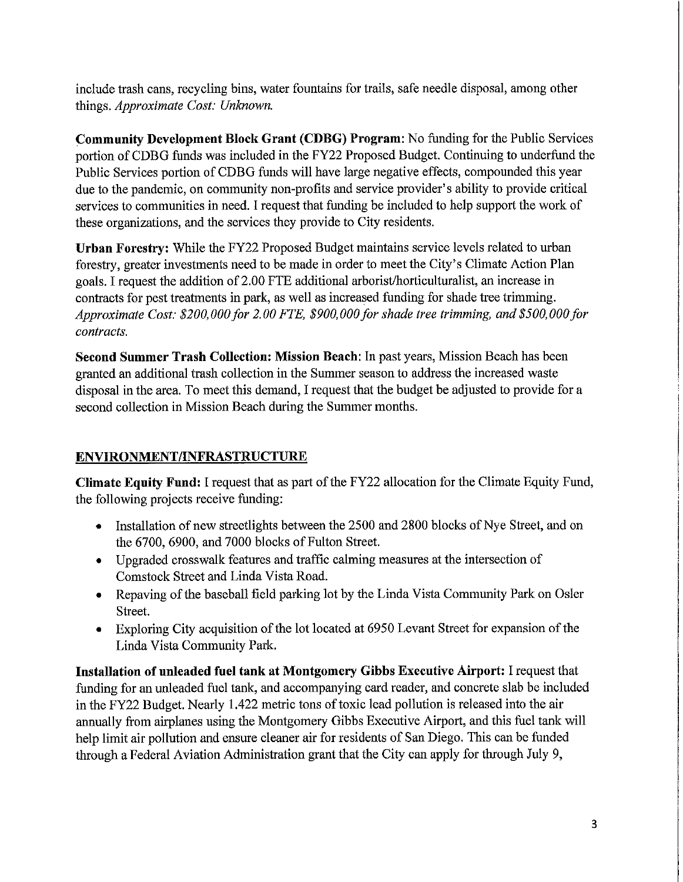include trash cans, recycling bins, water fountains for trails, safe needle disposal, among other things. *Approximate Cost: Unknown.*

**Community Development Block Grant (CDBG) Program**: No funding for the Public Services portion of CDBG funds was included in the FY22 Proposed Budget. Continuing to underfund the Public Services portion of CDBG funds will have large negative effects, compounded this year due to the pandemic, on community non-profits and service provider's ability to provide critical services to communities in need. I request that funding be included to help support the work of these organizations, and the services they provide to City residents.

**Urban Forestry:** While the FY22 Proposed Budget maintains service levels related to urban forestry, greater investments need to be made in order to meet the City's Climate Action Plan goals. I request the addition of 2.00 FTE additional arborist/horticulturalist, an increase in contracts for pest treatments in park, as well as increased funding for shade tree trimming. *Approximate Cost: $200,000 for 2.00 FTE, $900,000 for shade tree trimming, and $500,000 for contracts.*

**Second Summer Trash Collection: Mission Beach**: In past years, Mission Beach has been granted an additional trash collection in the Summer season to address the increased waste disposal in the area. To meet this demand, I request that the budget be adjusted to provide for a second collection in Mission Beach during the Summer months.

## ENVIRONMENT/INFRASTRUCTURE

**Climate Equity Fund:** I request that as part of the FY22 allocation for the Climate Equity Fund, the following projects receive funding:

- Installation of new streetlights between the 2500 and 2800 blocks of Nye Street, and on the 6700, 6900, and 7000 blocks of Fulton Street.
- Upgraded crosswalk features and traffic calming measures at the intersection of Comstock Street and Linda Vista Road.
- Repaving of the baseball field parking lot by the Linda Vista Community Park on Osler Street.
- Exploring City acquisition of the lot located at 6950 Levant Street for expansion of the Linda Vista Community Park.

**Installation of unleaded fuel tank at Montgomery Gibbs Executive Airport:** I request that funding for an unleaded fuel tank, and accompanying card reader, and concrete slab be included in the FY22 Budget. Nearly 1.422 metric tons of toxic lead pollution is released into the air annually from airplanes using the Montgomery Gibbs Executive Airport, and this fuel tank will help limit air pollution and ensure cleaner air for residents of San Diego. This can be funded through a Federal Aviation Administration grant that the City can apply for through July 9,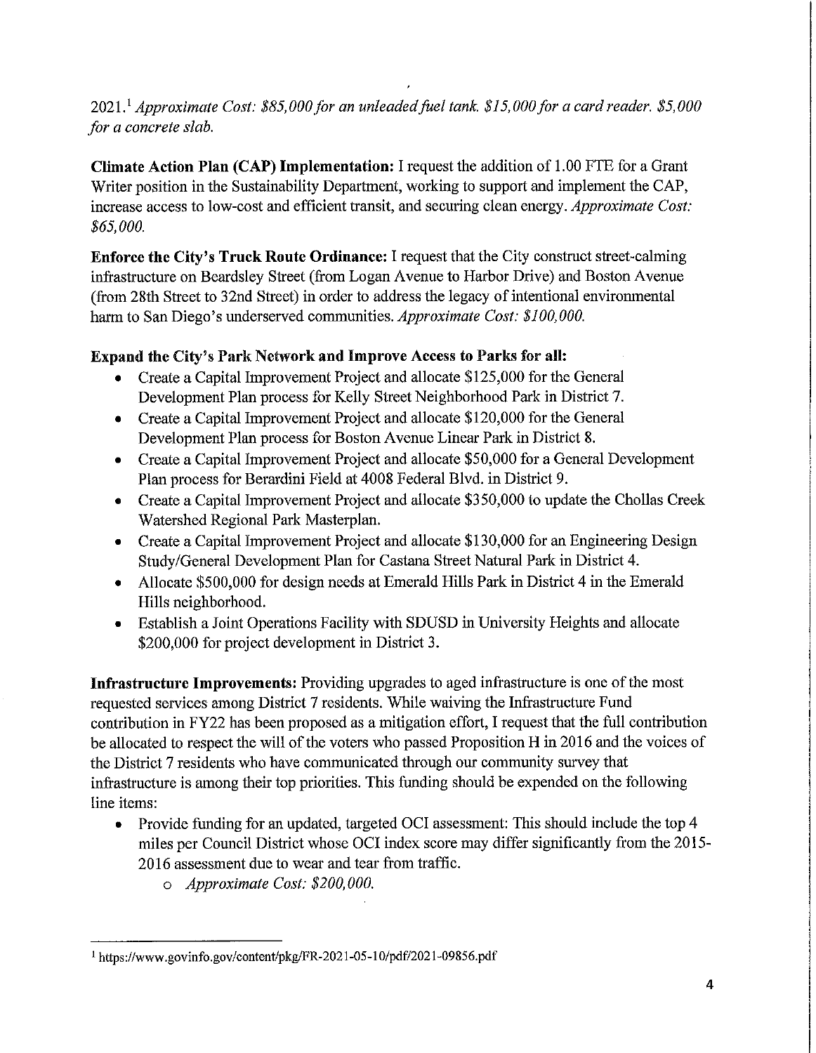2021.[1] *Approximate Cost: $85,000 for an unleaded fuel tank. $15,000 for a card reader. $5,000 for a concrete slab.*

**Climate Action Plan (CAP) Implementation:** I request the addition of 1.00 FTE for a Grant Writer position in the Sustainability Department, working to support and implement the CAP, increase access to low-cost and efficient transit, and securing clean energy. *Approximate Cost: $65,000.*

**Enforce the City's Truck Route Ordinance:** I request that the City construct street-calming infrastructure on Beardsley Street (from Logan Avenue to Harbor Drive) and Boston Avenue (from 28th Street to 32nd Street) in order to address the legacy of intentional environmental harm to San Diego's underserved communities. *Approximate Cost: $100,000.*

**Expand the City's Park Network and Improve Access to Parks for all:**

- Create a Capital Improvement Project and allocate $125,000 for the General Development Plan process for Kelly Street Neighborhood Park in District 7.
- Create a Capital Improvement Project and allocate $120,000 for the General Development Plan process for Boston Avenue Linear Park in District 8.
- Create a Capital Improvement Project and allocate $50,000 for a General Development Plan process for Berardini Field at 4008 Federal Blvd. in District 9.
- Create a Capital Improvement Project and allocate $350,000 to update the Chollas Creek Watershed Regional Park Masterplan.
- Create a Capital Improvement Project and allocate $130,000 for an Engineering Design Study/General Development Plan for Castana Street Natural Park in District 4.
- Allocate $500,000 for design needs at Emerald Hills Park in District 4 in the Emerald Hills neighborhood.
- Establish a Joint Operations Facility with SDUSD in University Heights and allocate $200,000 for project development in District 3.

**Infrastructure Improvements:** Providing upgrades to aged infrastructure is one of the most requested services among District 7 residents. While waiving the Infrastructure Fund contribution in FY22 has been proposed as a mitigation effort, I request that the full contribution be allocated to respect the will of the voters who passed Proposition H in 2016 and the voices of the District 7 residents who have communicated through our community survey that infrastructure is among their top priorities. This funding should be expended on the following line items:

- Provide funding for an updated, targeted OCI assessment: This should include the top 4 miles per Council District whose OCI index score may differ significantly from the 2015-2016 assessment due to wear and tear from traffic.
  - *Approximate Cost: $200,000.*

---

[1] https://www.govinfo.gov/content/pkg/FR-2021-05-10/pdf/2021-09856.pdf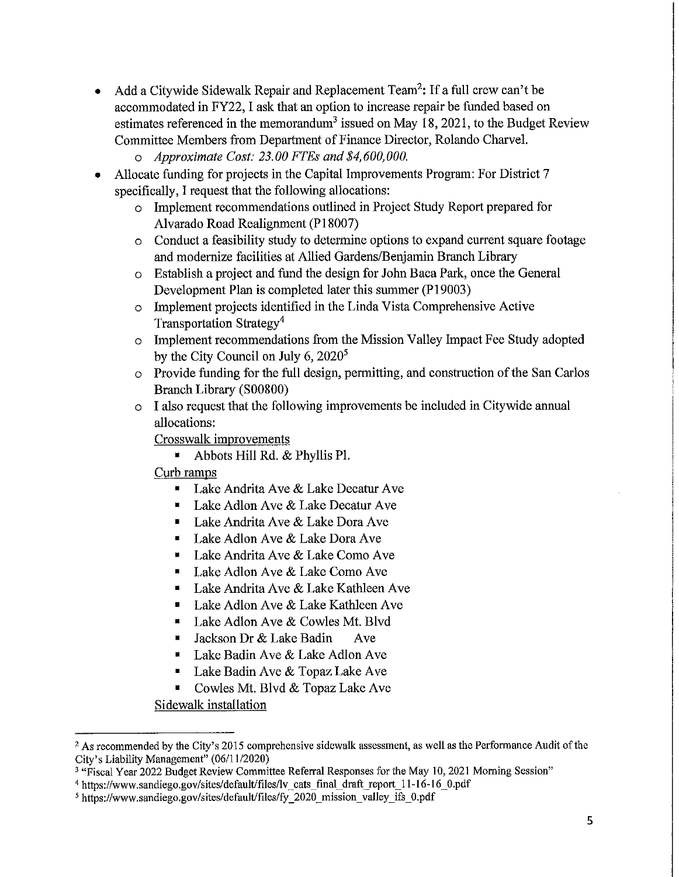- Add a Citywide Sidewalk Repair and Replacement Team[2]: If a full crew can't be accommodated in FY22, I ask that an option to increase repair be funded based on estimates referenced in the memorandum[3] issued on May 18, 2021, to the Budget Review Committee Members from Department of Finance Director, Rolando Charvel.
    - *Approximate Cost: 23.00 FTEs and $4,600,000.*
- Allocate funding for projects in the Capital Improvements Program: For District 7 specifically, I request that the following allocations:
    - Implement recommendations outlined in Project Study Report prepared for Alvarado Road Realignment (P18007)
    - Conduct a feasibility study to determine options to expand current square footage and modernize facilities at Allied Gardens/Benjamin Branch Library
    - Establish a project and fund the design for John Baca Park, once the General Development Plan is completed later this summer (P19003)
    - Implement projects identified in the Linda Vista Comprehensive Active Transportation Strategy[4]
    - Implement recommendations from the Mission Valley Impact Fee Study adopted by the City Council on July 6, 2020[5]
    - Provide funding for the full design, permitting, and construction of the San Carlos Branch Library (S00800)
    - I also request that the following improvements be included in Citywide annual allocations:

      <u>Crosswalk improvements</u>
        - Abbots Hill Rd. & Phyllis Pl.

      <u>Curb ramps</u>
        - Lake Andrita Ave & Lake Decatur Ave
        - Lake Adlon Ave & Lake Decatur Ave
        - Lake Andrita Ave & Lake Dora Ave
        - Lake Adlon Ave & Lake Dora Ave
        - Lake Andrita Ave & Lake Como Ave
        - Lake Adlon Ave & Lake Como Ave
        - Lake Andrita Ave & Lake Kathleen Ave
        - Lake Adlon Ave & Lake Kathleen Ave
        - Lake Adlon Ave & Cowles Mt. Blvd
        - Jackson Dr & Lake Badin Ave
        - Lake Badin Ave & Lake Adlon Ave
        - Lake Badin Ave & Topaz Lake Ave
        - Cowles Mt. Blvd & Topaz Lake Ave

      <u>Sidewalk installation</u>

---

[2] As recommended by the City's 2015 comprehensive sidewalk assessment, as well as the Performance Audit of the City's Liability Management" (06/11/2020)

[3] "Fiscal Year 2022 Budget Review Committee Referral Responses for the May 10, 2021 Morning Session"

[4] https://www.sandiego.gov/sites/default/files/lv_cats_final_draft_report_11-16-16_0.pdf

[5] https://www.sandiego.gov/sites/default/files/fy_2020_mission_valley_ifs_0.pdf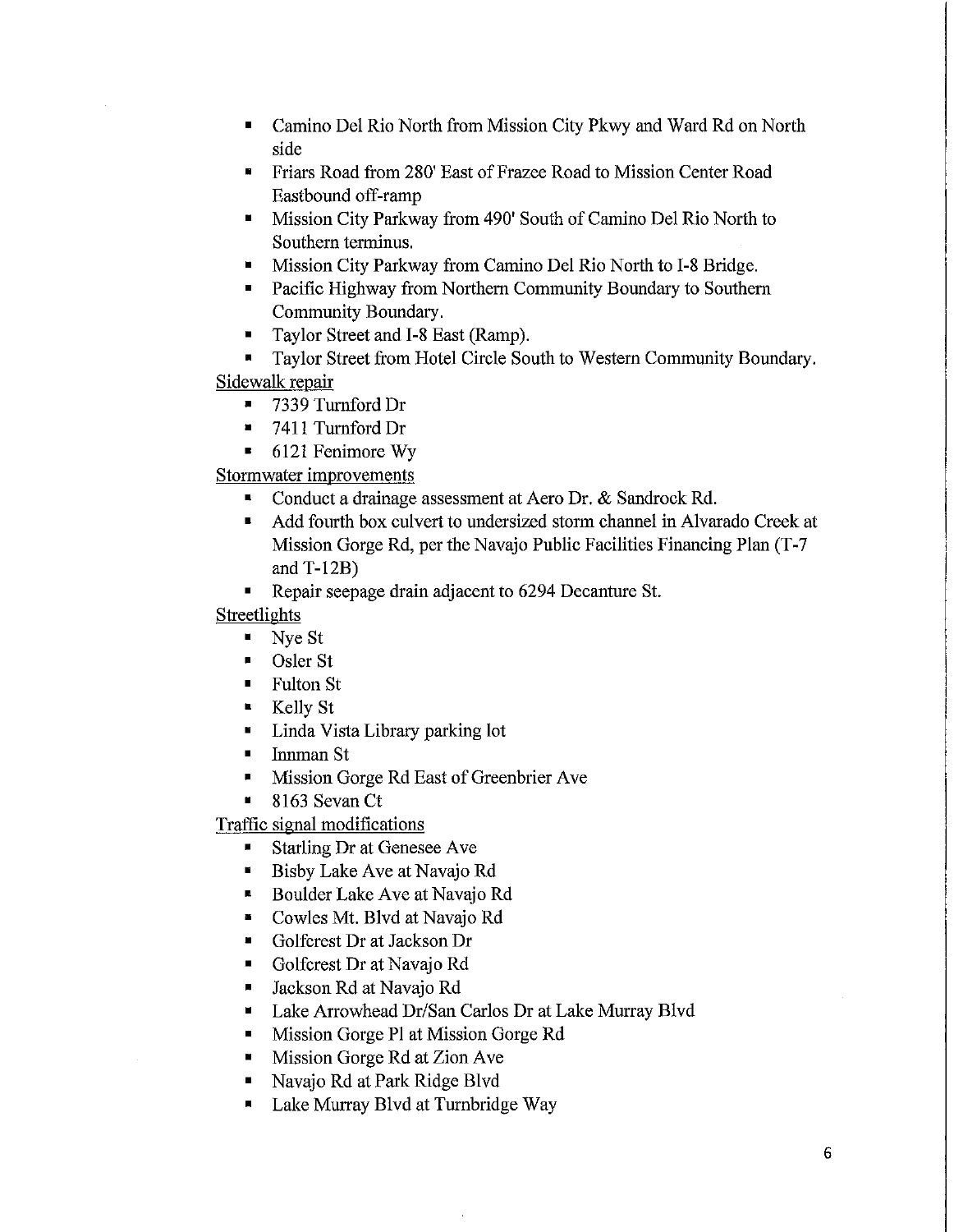- Camino Del Rio North from Mission City Pkwy and Ward Rd on North side
- Friars Road from 280' East of Frazee Road to Mission Center Road Eastbound off-ramp
- Mission City Parkway from 490' South of Camino Del Rio North to Southern terminus.
- Mission City Parkway from Camino Del Rio North to I-8 Bridge.
- Pacific Highway from Northern Community Boundary to Southern Community Boundary.
- Taylor Street and I-8 East (Ramp).
- Taylor Street from Hotel Circle South to Western Community Boundary.

Sidewalk repair

- 7339 Turnford Dr
- 7411 Turnford Dr
- 6121 Fenimore Wy

Stormwater improvements

- Conduct a drainage assessment at Aero Dr. & Sandrock Rd.
- Add fourth box culvert to undersized storm channel in Alvarado Creek at Mission Gorge Rd, per the Navajo Public Facilities Financing Plan (T-7 and T-12B)
- Repair seepage drain adjacent to 6294 Decanture St.

Streetlights

- Nye St
- Osler St
- Fulton St
- Kelly St
- Linda Vista Library parking lot
- Innman St
- Mission Gorge Rd East of Greenbrier Ave
- 8163 Sevan Ct

Traffic signal modifications

- Starling Dr at Genesee Ave
- Bisby Lake Ave at Navajo Rd
- Boulder Lake Ave at Navajo Rd
- Cowles Mt. Blvd at Navajo Rd
- Golfcrest Dr at Jackson Dr
- Golfcrest Dr at Navajo Rd
- Jackson Rd at Navajo Rd
- Lake Arrowhead Dr/San Carlos Dr at Lake Murray Blvd
- Mission Gorge Pl at Mission Gorge Rd
- Mission Gorge Rd at Zion Ave
- Navajo Rd at Park Ridge Blvd
- Lake Murray Blvd at Turnbridge Way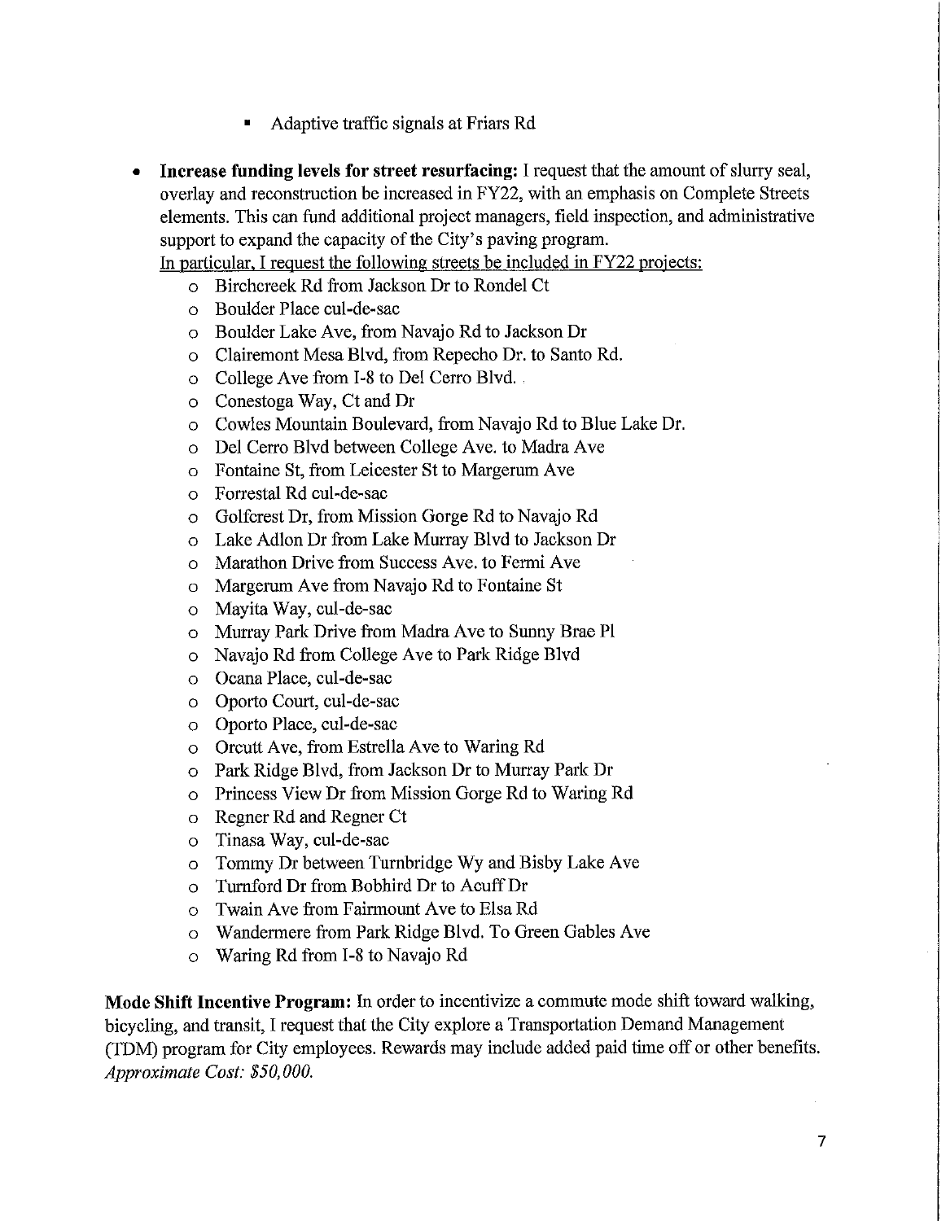- Adaptive traffic signals at Friars Rd

- **Increase funding levels for street resurfacing:** I request that the amount of slurry seal, overlay and reconstruction be increased in FY22, with an emphasis on Complete Streets elements. This can fund additional project managers, field inspection, and administrative support to expand the capacity of the City's paving program.
  In particular, I request the following streets be included in FY22 projects:
  - Birchcreek Rd from Jackson Dr to Rondel Ct
  - Boulder Place cul-de-sac
  - Boulder Lake Ave, from Navajo Rd to Jackson Dr
  - Clairemont Mesa Blvd, from Repecho Dr. to Santo Rd.
  - College Ave from I-8 to Del Cerro Blvd.
  - Conestoga Way, Ct and Dr
  - Cowles Mountain Boulevard, from Navajo Rd to Blue Lake Dr.
  - Del Cerro Blvd between College Ave. to Madra Ave
  - Fontaine St, from Leicester St to Margerum Ave
  - Forrestal Rd cul-de-sac
  - Golfcrest Dr, from Mission Gorge Rd to Navajo Rd
  - Lake Adlon Dr from Lake Murray Blvd to Jackson Dr
  - Marathon Drive from Success Ave. to Fermi Ave
  - Margerum Ave from Navajo Rd to Fontaine St
  - Mayita Way, cul-de-sac
  - Murray Park Drive from Madra Ave to Sunny Brae Pl
  - Navajo Rd from College Ave to Park Ridge Blvd
  - Ocana Place, cul-de-sac
  - Oporto Court, cul-de-sac
  - Oporto Place, cul-de-sac
  - Orcutt Ave, from Estrella Ave to Waring Rd
  - Park Ridge Blvd, from Jackson Dr to Murray Park Dr
  - Princess View Dr from Mission Gorge Rd to Waring Rd
  - Regner Rd and Regner Ct
  - Tinasa Way, cul-de-sac
  - Tommy Dr between Turnbridge Wy and Bisby Lake Ave
  - Turnford Dr from Bobhird Dr to Acuff Dr
  - Twain Ave from Fairmount Ave to Elsa Rd
  - Wandermere from Park Ridge Blvd. To Green Gables Ave
  - Waring Rd from I-8 to Navajo Rd

**Mode Shift Incentive Program:** In order to incentivize a commute mode shift toward walking, bicycling, and transit, I request that the City explore a Transportation Demand Management (TDM) program for City employees. Rewards may include added paid time off or other benefits. *Approximate Cost: $50,000.*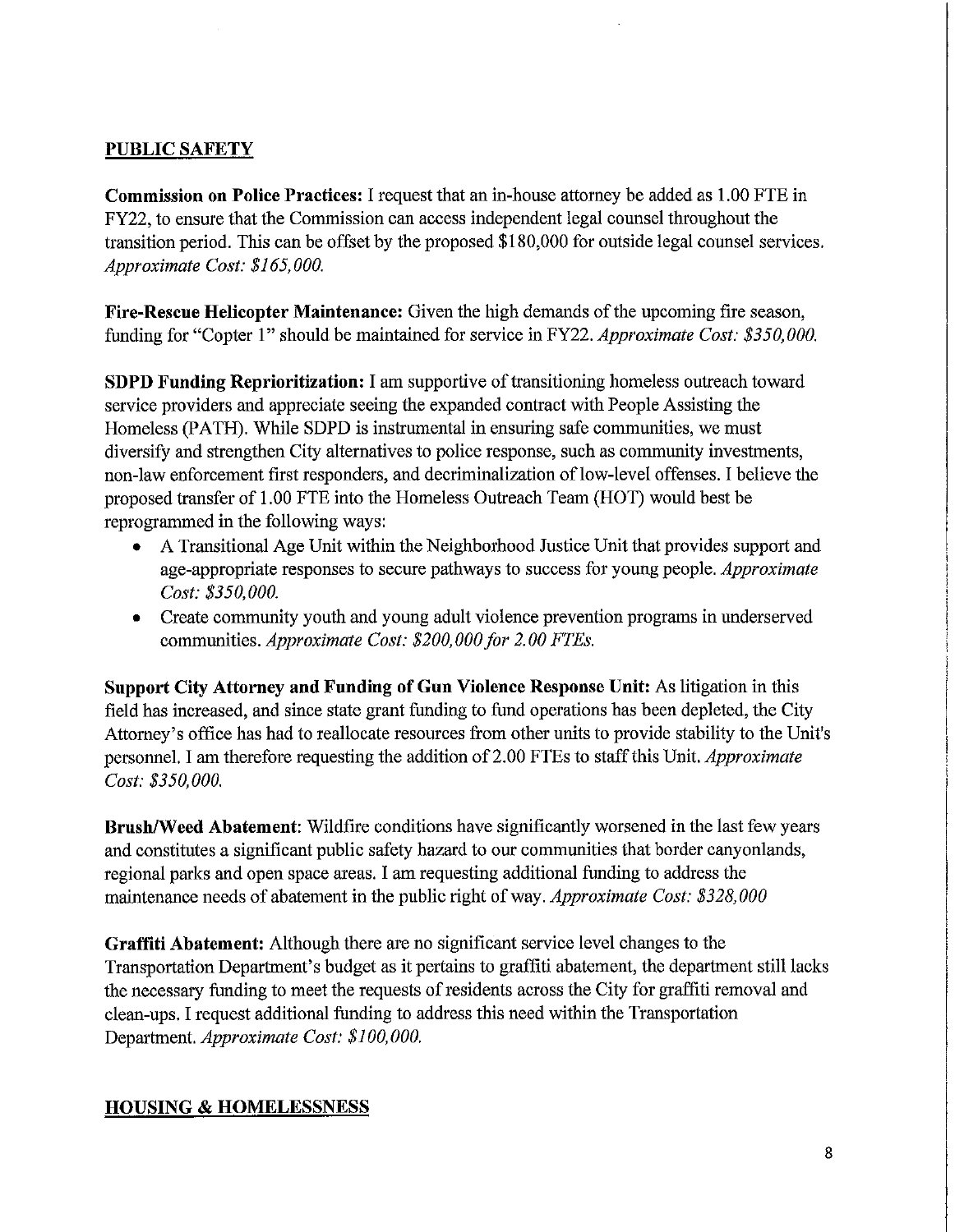## PUBLIC SAFETY

**Commission on Police Practices:** I request that an in-house attorney be added as 1.00 FTE in FY22, to ensure that the Commission can access independent legal counsel throughout the transition period. This can be offset by the proposed $180,000 for outside legal counsel services. *Approximate Cost: $165,000.*

**Fire-Rescue Helicopter Maintenance:** Given the high demands of the upcoming fire season, funding for "Copter 1" should be maintained for service in FY22. *Approximate Cost: $350,000.*

**SDPD Funding Reprioritization:** I am supportive of transitioning homeless outreach toward service providers and appreciate seeing the expanded contract with People Assisting the Homeless (PATH). While SDPD is instrumental in ensuring safe communities, we must diversify and strengthen City alternatives to police response, such as community investments, non-law enforcement first responders, and decriminalization of low-level offenses. I believe the proposed transfer of 1.00 FTE into the Homeless Outreach Team (HOT) would best be reprogrammed in the following ways:

- A Transitional Age Unit within the Neighborhood Justice Unit that provides support and age-appropriate responses to secure pathways to success for young people. *Approximate Cost: $350,000.*
- Create community youth and young adult violence prevention programs in underserved communities. *Approximate Cost: $200,000 for 2.00 FTEs.*

**Support City Attorney and Funding of Gun Violence Response Unit:** As litigation in this field has increased, and since state grant funding to fund operations has been depleted, the City Attorney's office has had to reallocate resources from other units to provide stability to the Unit's personnel. I am therefore requesting the addition of 2.00 FTEs to staff this Unit. *Approximate Cost: $350,000.*

**Brush/Weed Abatement**: Wildfire conditions have significantly worsened in the last few years and constitutes a significant public safety hazard to our communities that border canyonlands, regional parks and open space areas. I am requesting additional funding to address the maintenance needs of abatement in the public right of way. *Approximate Cost: $328,000*

**Graffiti Abatement:** Although there are no significant service level changes to the Transportation Department's budget as it pertains to graffiti abatement, the department still lacks the necessary funding to meet the requests of residents across the City for graffiti removal and clean-ups. I request additional funding to address this need within the Transportation Department. *Approximate Cost: $100,000.*

## HOUSING & HOMELESSNESS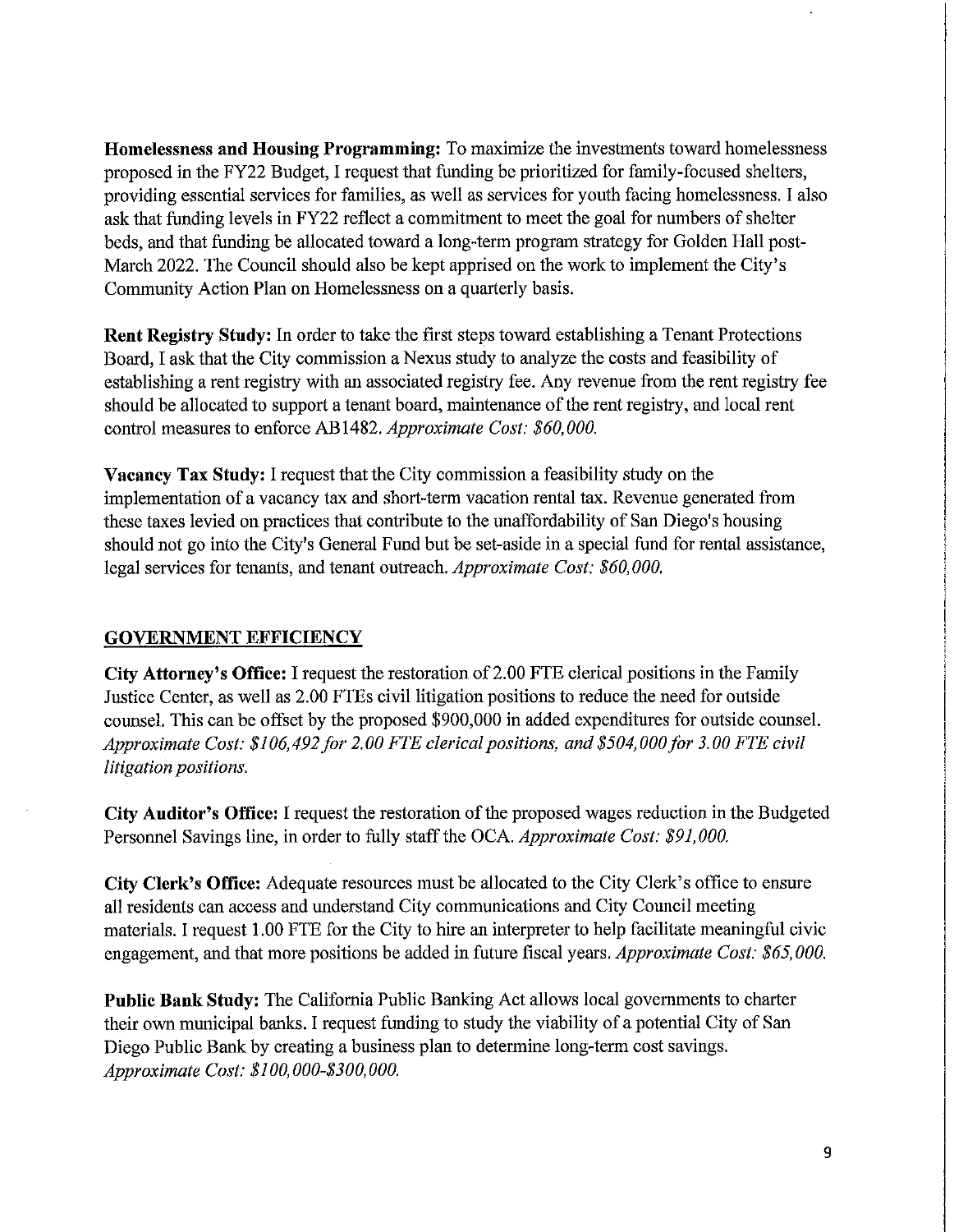**Homelessness and Housing Programming:** To maximize the investments toward homelessness proposed in the FY22 Budget, I request that funding be prioritized for family-focused shelters, providing essential services for families, as well as services for youth facing homelessness. I also ask that funding levels in FY22 reflect a commitment to meet the goal for numbers of shelter beds, and that funding be allocated toward a long-term program strategy for Golden Hall post-March 2022. The Council should also be kept apprised on the work to implement the City's Community Action Plan on Homelessness on a quarterly basis.

**Rent Registry Study:** In order to take the first steps toward establishing a Tenant Protections Board, I ask that the City commission a Nexus study to analyze the costs and feasibility of establishing a rent registry with an associated registry fee. Any revenue from the rent registry fee should be allocated to support a tenant board, maintenance of the rent registry, and local rent control measures to enforce AB1482. *Approximate Cost: $60,000.*

**Vacancy Tax Study:** I request that the City commission a feasibility study on the implementation of a vacancy tax and short-term vacation rental tax. Revenue generated from these taxes levied on practices that contribute to the unaffordability of San Diego's housing should not go into the City's General Fund but be set-aside in a special fund for rental assistance, legal services for tenants, and tenant outreach. *Approximate Cost: $60,000.*

## GOVERNMENT EFFICIENCY

**City Attorney's Office:** I request the restoration of 2.00 FTE clerical positions in the Family Justice Center, as well as 2.00 FTEs civil litigation positions to reduce the need for outside counsel. This can be offset by the proposed $900,000 in added expenditures for outside counsel. *Approximate Cost: $106,492 for 2.00 FTE clerical positions, and $504,000 for 3.00 FTE civil litigation positions.*

**City Auditor's Office:** I request the restoration of the proposed wages reduction in the Budgeted Personnel Savings line, in order to fully staff the OCA. *Approximate Cost: $91,000.*

**City Clerk's Office:** Adequate resources must be allocated to the City Clerk's office to ensure all residents can access and understand City communications and City Council meeting materials. I request 1.00 FTE for the City to hire an interpreter to help facilitate meaningful civic engagement, and that more positions be added in future fiscal years. *Approximate Cost: $65,000.*

**Public Bank Study:** The California Public Banking Act allows local governments to charter their own municipal banks. I request funding to study the viability of a potential City of San Diego Public Bank by creating a business plan to determine long-term cost savings. *Approximate Cost: $100,000-$300,000.*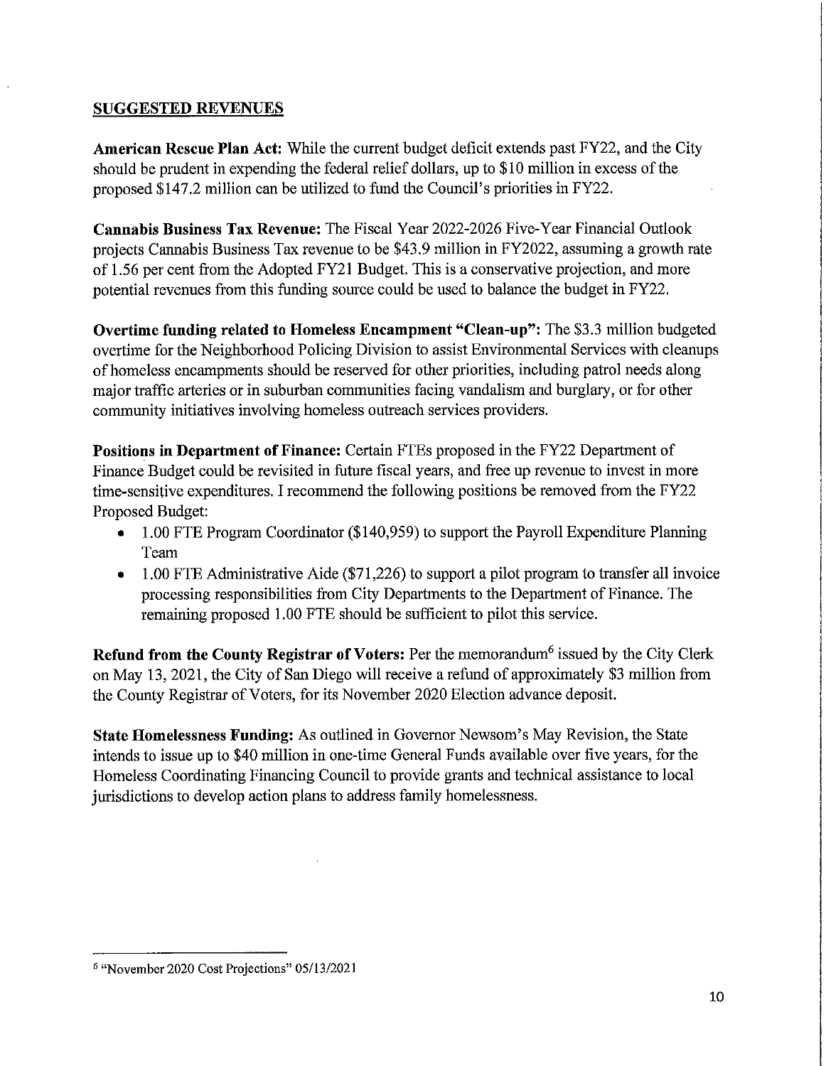## SUGGESTED REVENUES

**American Rescue Plan Act:** While the current budget deficit extends past FY22, and the City should be prudent in expending the federal relief dollars, up to $10 million in excess of the proposed $147.2 million can be utilized to fund the Council's priorities in FY22.

**Cannabis Business Tax Revenue:** The Fiscal Year 2022-2026 Five-Year Financial Outlook projects Cannabis Business Tax revenue to be $43.9 million in FY2022, assuming a growth rate of 1.56 per cent from the Adopted FY21 Budget. This is a conservative projection, and more potential revenues from this funding source could be used to balance the budget in FY22.

**Overtime funding related to Homeless Encampment "Clean-up":** The $3.3 million budgeted overtime for the Neighborhood Policing Division to assist Environmental Services with cleanups of homeless encampments should be reserved for other priorities, including patrol needs along major traffic arteries or in suburban communities facing vandalism and burglary, or for other community initiatives involving homeless outreach services providers.

**Positions in Department of Finance:** Certain FTEs proposed in the FY22 Department of Finance Budget could be revisited in future fiscal years, and free up revenue to invest in more time-sensitive expenditures. I recommend the following positions be removed from the FY22 Proposed Budget:

- 1.00 FTE Program Coordinator ($140,959) to support the Payroll Expenditure Planning Team
- 1.00 FTE Administrative Aide ($71,226) to support a pilot program to transfer all invoice processing responsibilities from City Departments to the Department of Finance. The remaining proposed 1.00 FTE should be sufficient to pilot this service.

**Refund from the County Registrar of Voters:** Per the memorandum[6] issued by the City Clerk on May 13, 2021, the City of San Diego will receive a refund of approximately $3 million from the County Registrar of Voters, for its November 2020 Election advance deposit.

**State Homelessness Funding:** As outlined in Governor Newsom's May Revision, the State intends to issue up to $40 million in one-time General Funds available over five years, for the Homeless Coordinating Financing Council to provide grants and technical assistance to local jurisdictions to develop action plans to address family homelessness.

---

[6] "November 2020 Cost Projections" 05/13/2021